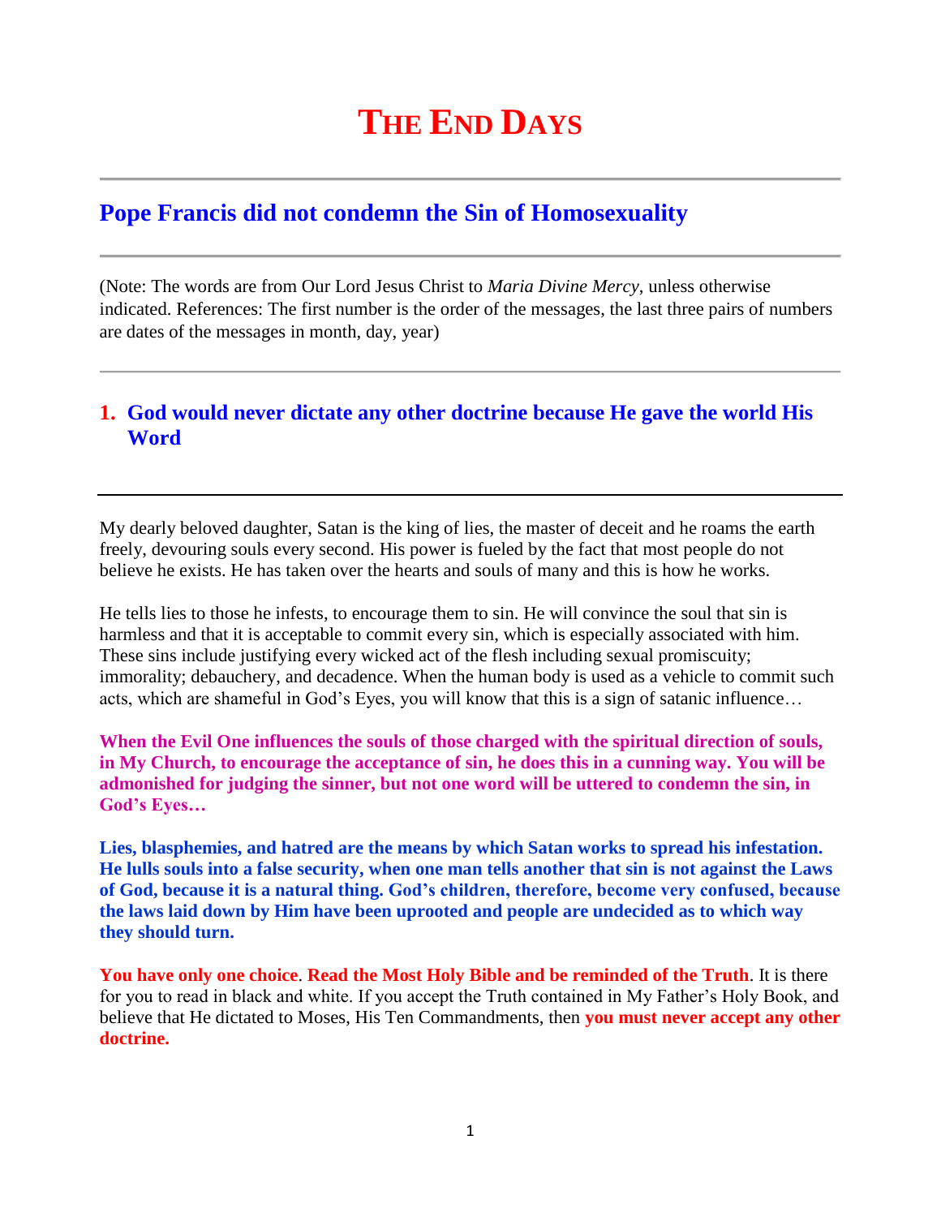# THE END DAYS

## Pope Francis did not condemn the Sin of Homosexuality

(Note: The words are from Our Lord Jesus Christ to *Maria Divine Mercy*, unless otherwise indicated. References: The first number is the order of the messages, the last three pairs of numbers are dates of the messages in month, day, year)

## 1. God would never dictate any other doctrine because He gave the world His Word

My dearly beloved daughter, Satan is the king of lies, the master of deceit and he roams the earth freely, devouring souls every second. His power is fueled by the fact that most people do not believe he exists. He has taken over the hearts and souls of many and this is how he works.

He tells lies to those he infests, to encourage them to sin. He will convince the soul that sin is harmless and that it is acceptable to commit every sin, which is especially associated with him. These sins include justifying every wicked act of the flesh including sexual promiscuity; immorality; debauchery, and decadence. When the human body is used as a vehicle to commit such acts, which are shameful in God's Eyes, you will know that this is a sign of satanic influence…

**When the Evil One influences the souls of those charged with the spiritual direction of souls, in My Church, to encourage the acceptance of sin, he does this in a cunning way. You will be admonished for judging the sinner, but not one word will be uttered to condemn the sin, in God's Eyes…**

**Lies, blasphemies, and hatred are the means by which Satan works to spread his infestation. He lulls souls into a false security, when one man tells another that sin is not against the Laws of God, because it is a natural thing. God's children, therefore, become very confused, because the laws laid down by Him have been uprooted and people are undecided as to which way they should turn.**

**You have only one choice**. **Read the Most Holy Bible and be reminded of the Truth**. It is there for you to read in black and white. If you accept the Truth contained in My Father's Holy Book, and believe that He dictated to Moses, His Ten Commandments, then **you must never accept any other doctrine.**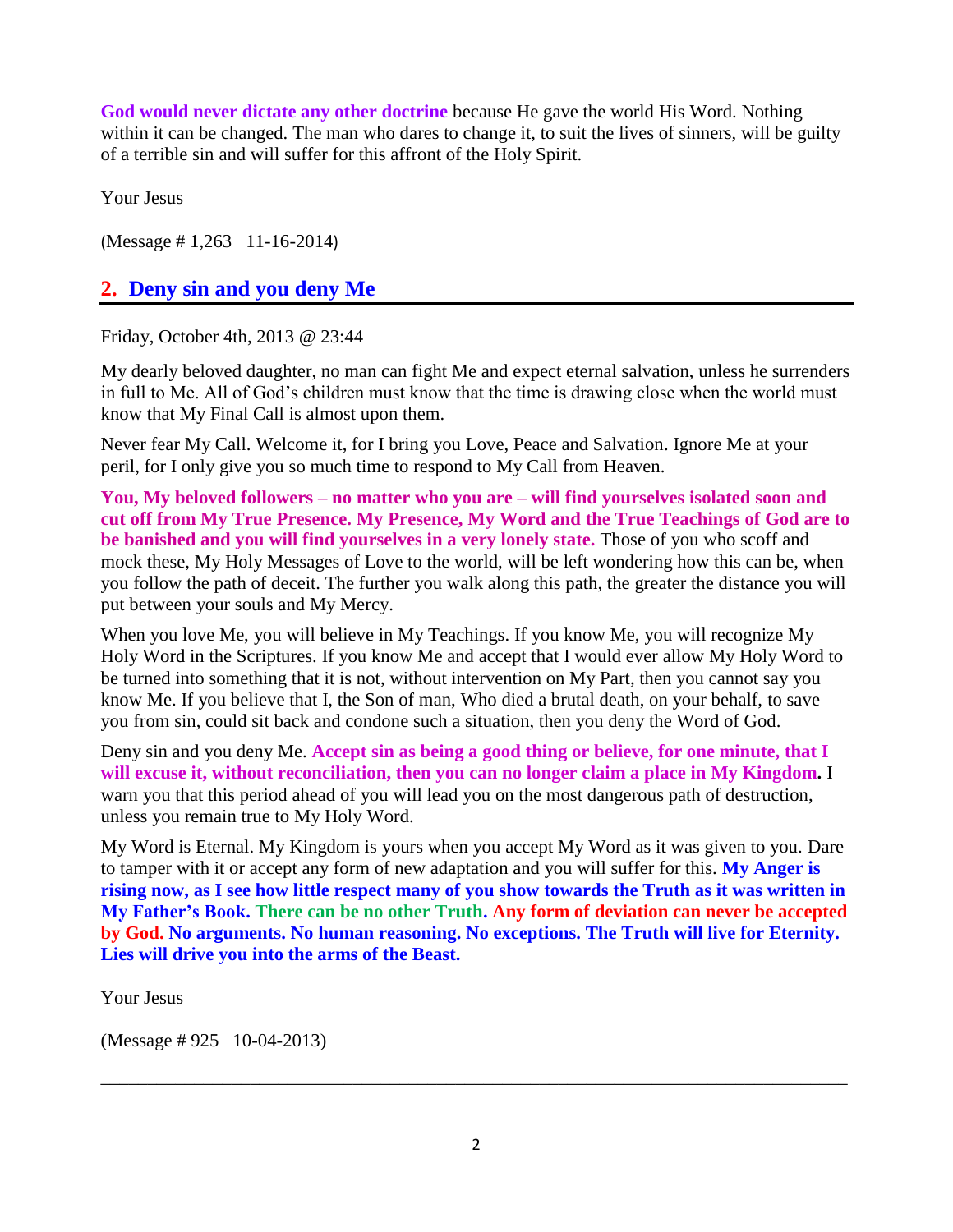**God would never dictate any other doctrine** because He gave the world His Word. Nothing within it can be changed. The man who dares to change it, to suit the lives of sinners, will be guilty of a terrible sin and will suffer for this affront of the Holy Spirit.

Your Jesus

(Message # 1,263   11-16-2014)

## 2. Deny sin and you deny Me

Friday, October 4th, 2013 @ 23:44

My dearly beloved daughter, no man can fight Me and expect eternal salvation, unless he surrenders in full to Me. All of God's children must know that the time is drawing close when the world must know that My Final Call is almost upon them.

Never fear My Call. Welcome it, for I bring you Love, Peace and Salvation. Ignore Me at your peril, for I only give you so much time to respond to My Call from Heaven.

**You, My beloved followers – no matter who you are – will find yourselves isolated soon and cut off from My True Presence. My Presence, My Word and the True Teachings of God are to be banished and you will find yourselves in a very lonely state.** Those of you who scoff and mock these, My Holy Messages of Love to the world, will be left wondering how this can be, when you follow the path of deceit. The further you walk along this path, the greater the distance you will put between your souls and My Mercy.

When you love Me, you will believe in My Teachings. If you know Me, you will recognize My Holy Word in the Scriptures. If you know Me and accept that I would ever allow My Holy Word to be turned into something that it is not, without intervention on My Part, then you cannot say you know Me. If you believe that I, the Son of man, Who died a brutal death, on your behalf, to save you from sin, could sit back and condone such a situation, then you deny the Word of God.

Deny sin and you deny Me. **Accept sin as being a good thing or believe, for one minute, that I will excuse it, without reconciliation, then you can no longer claim a place in My Kingdom.** I warn you that this period ahead of you will lead you on the most dangerous path of destruction, unless you remain true to My Holy Word.

My Word is Eternal. My Kingdom is yours when you accept My Word as it was given to you. Dare to tamper with it or accept any form of new adaptation and you will suffer for this. **My Anger is rising now, as I see how little respect many of you show towards the Truth as it was written in My Father's Book. There can be no other Truth. Any form of deviation can never be accepted by God. No arguments. No human reasoning. No exceptions. The Truth will live for Eternity. Lies will drive you into the arms of the Beast.**

Your Jesus

(Message # 925   10-04-2013)

---